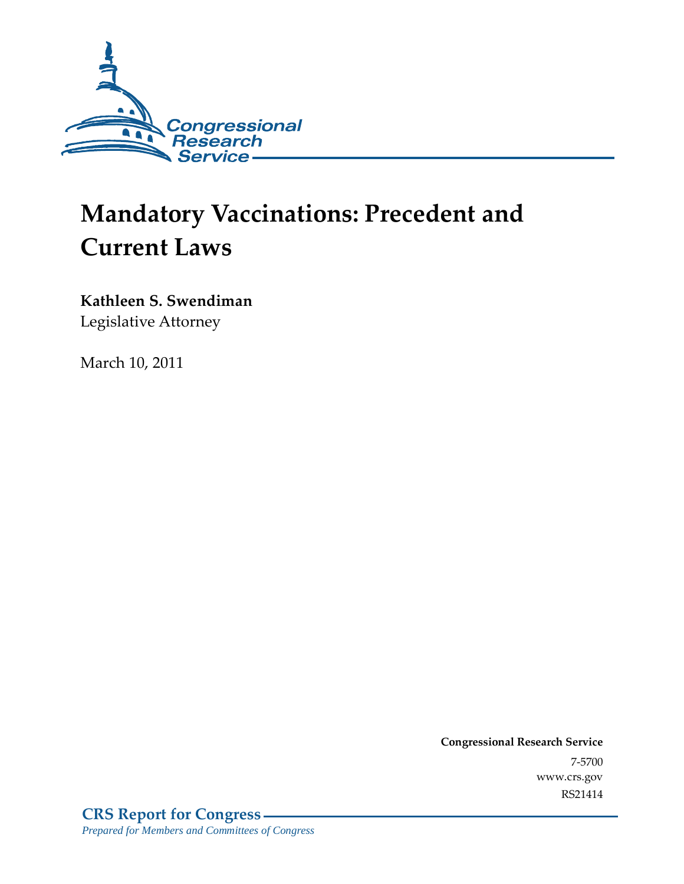Congressional Research Service

# Mandatory Vaccinations: Precedent and Current Laws

**Kathleen S. Swendiman**
Legislative Attorney

March 10, 2011

**Congressional Research Service**
7-5700
www.crs.gov
RS21414

**CRS Report for Congress**
*Prepared for Members and Committees of Congress*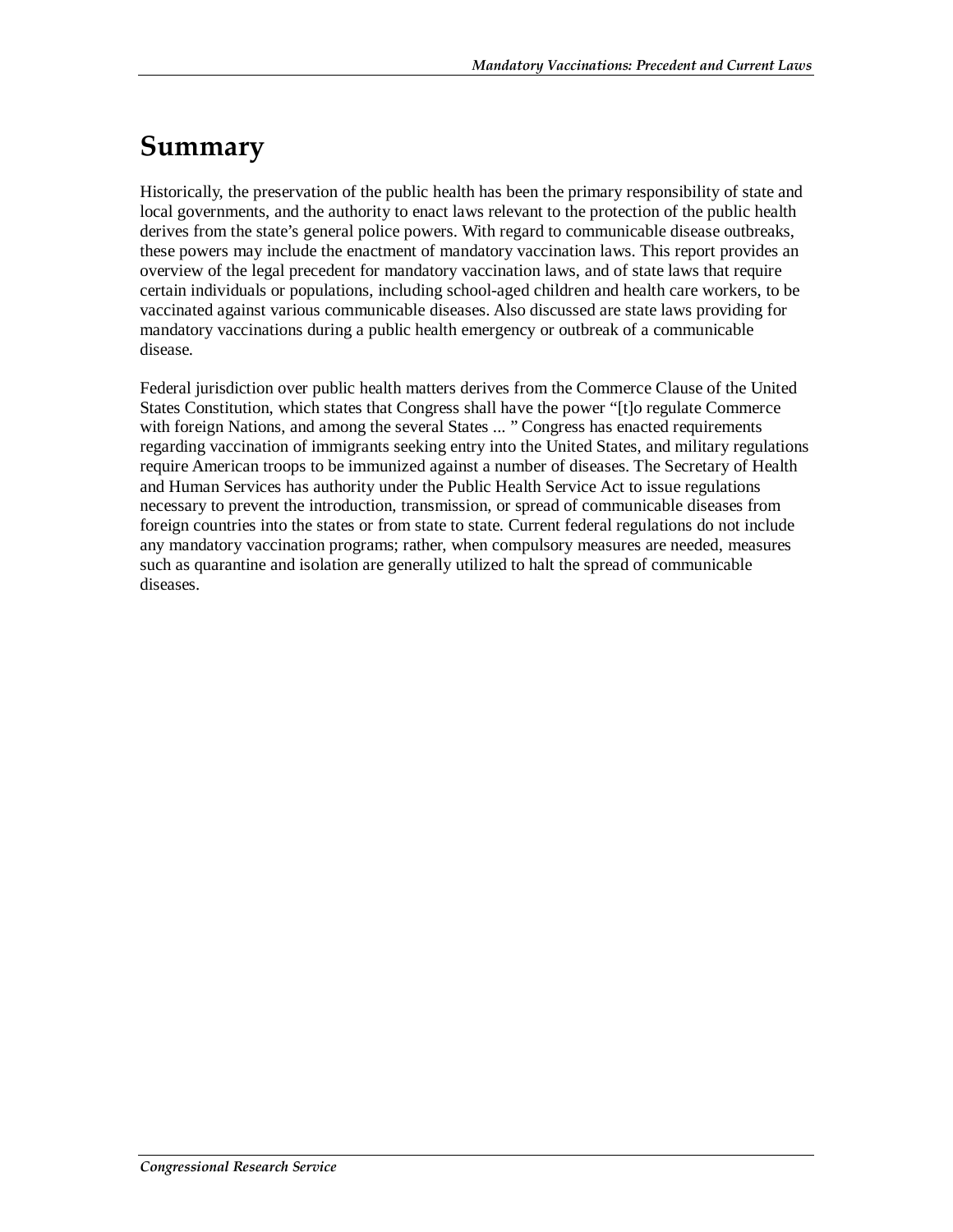# Summary

Historically, the preservation of the public health has been the primary responsibility of state and local governments, and the authority to enact laws relevant to the protection of the public health derives from the state's general police powers. With regard to communicable disease outbreaks, these powers may include the enactment of mandatory vaccination laws. This report provides an overview of the legal precedent for mandatory vaccination laws, and of state laws that require certain individuals or populations, including school-aged children and health care workers, to be vaccinated against various communicable diseases. Also discussed are state laws providing for mandatory vaccinations during a public health emergency or outbreak of a communicable disease.

Federal jurisdiction over public health matters derives from the Commerce Clause of the United States Constitution, which states that Congress shall have the power "[t]o regulate Commerce with foreign Nations, and among the several States ... " Congress has enacted requirements regarding vaccination of immigrants seeking entry into the United States, and military regulations require American troops to be immunized against a number of diseases. The Secretary of Health and Human Services has authority under the Public Health Service Act to issue regulations necessary to prevent the introduction, transmission, or spread of communicable diseases from foreign countries into the states or from state to state. Current federal regulations do not include any mandatory vaccination programs; rather, when compulsory measures are needed, measures such as quarantine and isolation are generally utilized to halt the spread of communicable diseases.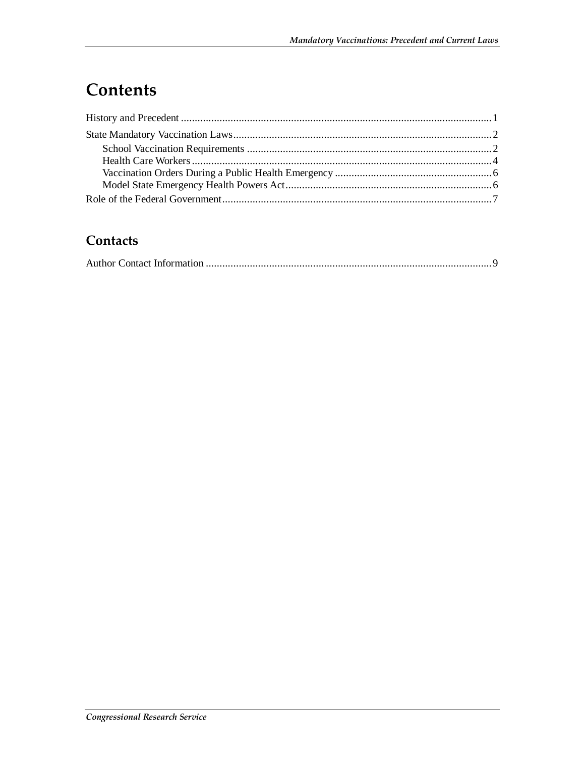# Contents

History and Precedent ........................................................................................................... 1

State Mandatory Vaccination Laws ......................................................................................... 2

- School Vaccination Requirements ....................................................................................... 2
- Health Care Workers ......................................................................................................... 4
- Vaccination Orders During a Public Health Emergency ......................................................... 6
- Model State Emergency Health Powers Act ........................................................................... 6

Role of the Federal Government ............................................................................................. 7

## Contacts

Author Contact Information .................................................................................................. 9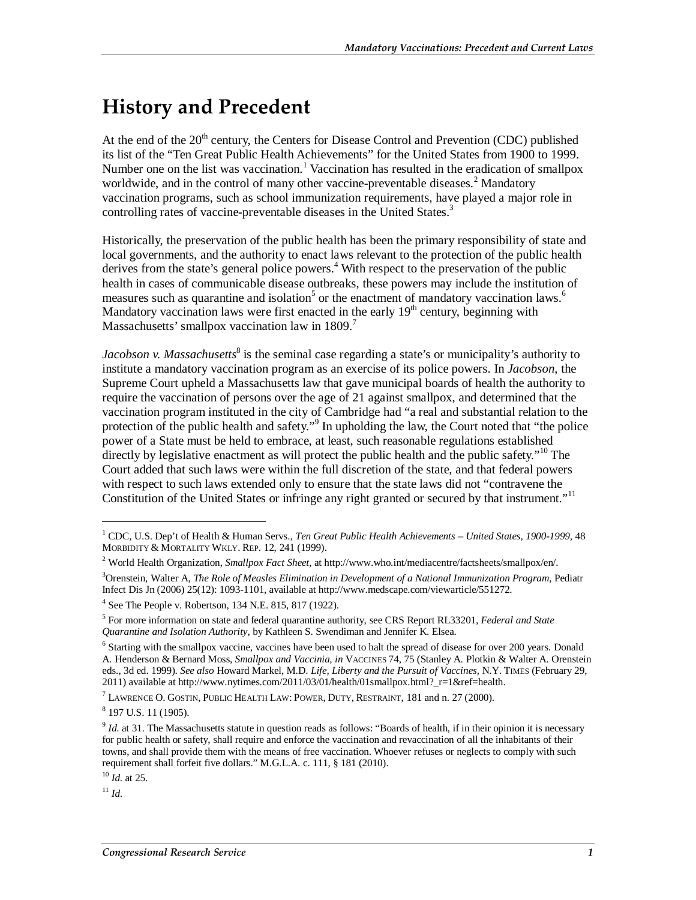# History and Precedent

At the end of the 20th century, the Centers for Disease Control and Prevention (CDC) published its list of the "Ten Great Public Health Achievements" for the United States from 1900 to 1999. Number one on the list was vaccination.[1] Vaccination has resulted in the eradication of smallpox worldwide, and in the control of many other vaccine-preventable diseases.[2] Mandatory vaccination programs, such as school immunization requirements, have played a major role in controlling rates of vaccine-preventable diseases in the United States.[3]

Historically, the preservation of the public health has been the primary responsibility of state and local governments, and the authority to enact laws relevant to the protection of the public health derives from the state's general police powers.[4] With respect to the preservation of the public health in cases of communicable disease outbreaks, these powers may include the institution of measures such as quarantine and isolation[5] or the enactment of mandatory vaccination laws.[6] Mandatory vaccination laws were first enacted in the early 19th century, beginning with Massachusetts' smallpox vaccination law in 1809.[7]

*Jacobson v. Massachusetts*[8] is the seminal case regarding a state's or municipality's authority to institute a mandatory vaccination program as an exercise of its police powers. In *Jacobson*, the Supreme Court upheld a Massachusetts law that gave municipal boards of health the authority to require the vaccination of persons over the age of 21 against smallpox, and determined that the vaccination program instituted in the city of Cambridge had "a real and substantial relation to the protection of the public health and safety."[9] In upholding the law, the Court noted that "the police power of a State must be held to embrace, at least, such reasonable regulations established directly by legislative enactment as will protect the public health and the public safety."[10] The Court added that such laws were within the full discretion of the state, and that federal powers with respect to such laws extended only to ensure that the state laws did not "contravene the Constitution of the United States or infringe any right granted or secured by that instrument."[11]

---

[1] CDC, U.S. Dep't of Health & Human Servs., *Ten Great Public Health Achievements – United States, 1900-1999*, 48 Morbidity & Mortality Wkly. Rep. 12, 241 (1999).

[2] World Health Organization, *Smallpox Fact Sheet*, at http://www.who.int/mediacentre/factsheets/smallpox/en/.

[3] Orenstein, Walter A, *The Role of Measles Elimination in Development of a National Immunization Program*, Pediatr Infect Dis Jn (2006) 25(12): 1093-1101, available at http://www.medscape.com/viewarticle/551272.

[4] See The People v. Robertson, 134 N.E. 815, 817 (1922).

[5] For more information on state and federal quarantine authority, see CRS Report RL33201, *Federal and State Quarantine and Isolation Authority*, by Kathleen S. Swendiman and Jennifer K. Elsea.

[6] Starting with the smallpox vaccine, vaccines have been used to halt the spread of disease for over 200 years. Donald A. Henderson & Bernard Moss, *Smallpox and Vaccinia, in* Vaccines 74, 75 (Stanley A. Plotkin & Walter A. Orenstein eds., 3d ed. 1999). *See also* Howard Markel, M.D. *Life, Liberty and the Pursuit of Vaccines*, N.Y. Times (February 29, 2011) available at http://www.nytimes.com/2011/03/01/health/01smallpox.html?_r=1&ref=health.

[7] Lawrence O. Gostin, Public Health Law: Power, Duty, Restraint, 181 and n. 27 (2000).

[8] 197 U.S. 11 (1905).

[9] *Id.* at 31. The Massachusetts statute in question reads as follows: "Boards of health, if in their opinion it is necessary for public health or safety, shall require and enforce the vaccination and revaccination of all the inhabitants of their towns, and shall provide them with the means of free vaccination. Whoever refuses or neglects to comply with such requirement shall forfeit five dollars." M.G.L.A. c. 111, § 181 (2010).

[10] *Id.* at 25.

[11] *Id.*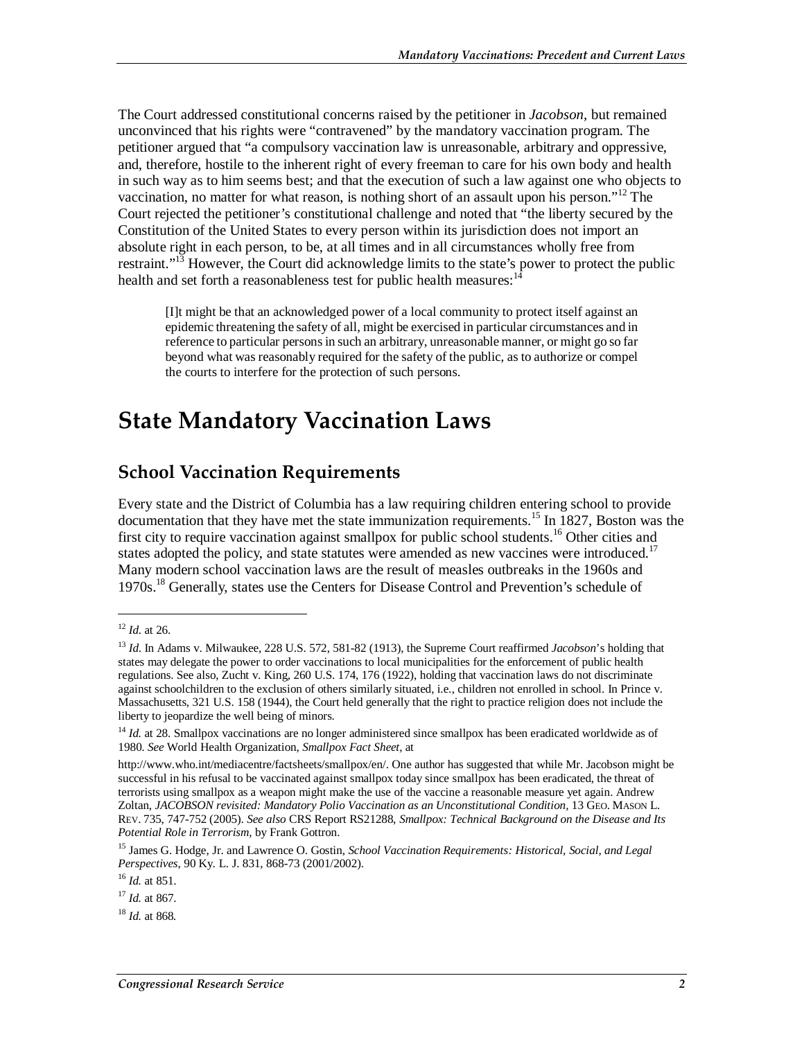The Court addressed constitutional concerns raised by the petitioner in *Jacobson*, but remained unconvinced that his rights were "contravened" by the mandatory vaccination program. The petitioner argued that "a compulsory vaccination law is unreasonable, arbitrary and oppressive, and, therefore, hostile to the inherent right of every freeman to care for his own body and health in such way as to him seems best; and that the execution of such a law against one who objects to vaccination, no matter for what reason, is nothing short of an assault upon his person."[12] The Court rejected the petitioner's constitutional challenge and noted that "the liberty secured by the Constitution of the United States to every person within its jurisdiction does not import an absolute right in each person, to be, at all times and in all circumstances wholly free from restraint."[13] However, the Court did acknowledge limits to the state's power to protect the public health and set forth a reasonableness test for public health measures:[14]

> [I]t might be that an acknowledged power of a local community to protect itself against an epidemic threatening the safety of all, might be exercised in particular circumstances and in reference to particular persons in such an arbitrary, unreasonable manner, or might go so far beyond what was reasonably required for the safety of the public, as to authorize or compel the courts to interfere for the protection of such persons.

# State Mandatory Vaccination Laws

## School Vaccination Requirements

Every state and the District of Columbia has a law requiring children entering school to provide documentation that they have met the state immunization requirements.[15] In 1827, Boston was the first city to require vaccination against smallpox for public school students.[16] Other cities and states adopted the policy, and state statutes were amended as new vaccines were introduced.[17] Many modern school vaccination laws are the result of measles outbreaks in the 1960s and 1970s.[18] Generally, states use the Centers for Disease Control and Prevention's schedule of

---

[12] *Id.* at 26.

[13] *Id.* In Adams v. Milwaukee, 228 U.S. 572, 581-82 (1913), the Supreme Court reaffirmed *Jacobson*'s holding that states may delegate the power to order vaccinations to local municipalities for the enforcement of public health regulations. See also, Zucht v. King, 260 U.S. 174, 176 (1922), holding that vaccination laws do not discriminate against schoolchildren to the exclusion of others similarly situated, i.e., children not enrolled in school. In Prince v. Massachusetts, 321 U.S. 158 (1944), the Court held generally that the right to practice religion does not include the liberty to jeopardize the well being of minors.

[14] *Id.* at 28. Smallpox vaccinations are no longer administered since smallpox has been eradicated worldwide as of 1980. *See* World Health Organization, *Smallpox Fact Sheet*, at

http://www.who.int/mediacentre/factsheets/smallpox/en/. One author has suggested that while Mr. Jacobson might be successful in his refusal to be vaccinated against smallpox today since smallpox has been eradicated, the threat of terrorists using smallpox as a weapon might make the use of the vaccine a reasonable measure yet again. Andrew Zoltan, *JACOBSON revisited: Mandatory Polio Vaccination as an Unconstitutional Condition*, 13 GEO. MASON L. REV. 735, 747-752 (2005). *See also* CRS Report RS21288, *Smallpox: Technical Background on the Disease and Its Potential Role in Terrorism*, by Frank Gottron.

[15] James G. Hodge, Jr. and Lawrence O. Gostin, *School Vaccination Requirements: Historical, Social, and Legal Perspectives*, 90 Ky. L. J. 831, 868-73 (2001/2002).

[16] *Id.* at 851.

[17] *Id.* at 867.

[18] *Id.* at 868.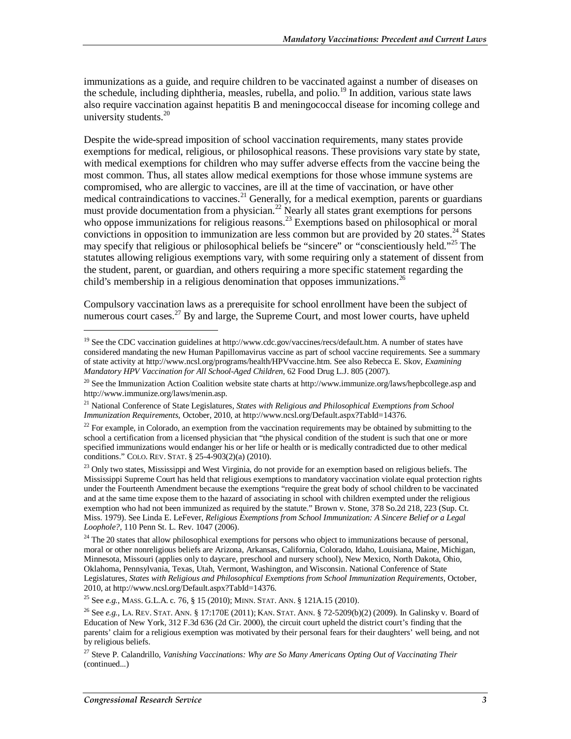immunizations as a guide, and require children to be vaccinated against a number of diseases on the schedule, including diphtheria, measles, rubella, and polio.[19] In addition, various state laws also require vaccination against hepatitis B and meningococcal disease for incoming college and university students.[20]

Despite the wide-spread imposition of school vaccination requirements, many states provide exemptions for medical, religious, or philosophical reasons. These provisions vary state by state, with medical exemptions for children who may suffer adverse effects from the vaccine being the most common. Thus, all states allow medical exemptions for those whose immune systems are compromised, who are allergic to vaccines, are ill at the time of vaccination, or have other medical contraindications to vaccines.[21] Generally, for a medical exemption, parents or guardians must provide documentation from a physician.[22] Nearly all states grant exemptions for persons who oppose immunizations for religious reasons.[23] Exemptions based on philosophical or moral convictions in opposition to immunization are less common but are provided by 20 states.[24] States may specify that religious or philosophical beliefs be "sincere" or "conscientiously held."[25] The statutes allowing religious exemptions vary, with some requiring only a statement of dissent from the student, parent, or guardian, and others requiring a more specific statement regarding the child's membership in a religious denomination that opposes immunizations.[26]

Compulsory vaccination laws as a prerequisite for school enrollment have been the subject of numerous court cases.[27] By and large, the Supreme Court, and most lower courts, have upheld

---

[19] See the CDC vaccination guidelines at http://www.cdc.gov/vaccines/recs/default.htm. A number of states have considered mandating the new Human Papillomavirus vaccine as part of school vaccine requirements. See a summary of state activity at http://www.ncsl.org/programs/health/HPVvaccine.htm. See also Rebecca E. Skov, *Examining Mandatory HPV Vaccination for All School-Aged Children*, 62 Food Drug L.J. 805 (2007).

[20] See the Immunization Action Coalition website state charts at http://www.immunize.org/laws/hepbcollege.asp and http://www.immunize.org/laws/menin.asp.

[21] National Conference of State Legislatures, *States with Religious and Philosophical Exemptions from School Immunization Requirements*, October, 2010, at http://www.ncsl.org/Default.aspx?TabId=14376.

[22] For example, in Colorado, an exemption from the vaccination requirements may be obtained by submitting to the school a certification from a licensed physician that "the physical condition of the student is such that one or more specified immunizations would endanger his or her life or health or is medically contradicted due to other medical conditions." COLO. REV. STAT. § 25-4-903(2)(a) (2010).

[23] Only two states, Mississippi and West Virginia, do not provide for an exemption based on religious beliefs. The Mississippi Supreme Court has held that religious exemptions to mandatory vaccination violate equal protection rights under the Fourteenth Amendment because the exemptions "require the great body of school children to be vaccinated and at the same time expose them to the hazard of associating in school with children exempted under the religious exemption who had not been immunized as required by the statute." Brown v. Stone, 378 So.2d 218, 223 (Sup. Ct. Miss. 1979). See Linda E. LeFever, *Religious Exemptions from School Immunization: A Sincere Belief or a Legal Loophole?*, 110 Penn St. L. Rev. 1047 (2006).

[24] The 20 states that allow philosophical exemptions for persons who object to immunizations because of personal, moral or other nonreligious beliefs are Arizona, Arkansas, California, Colorado, Idaho, Louisiana, Maine, Michigan, Minnesota, Missouri (applies only to daycare, preschool and nursery school), New Mexico, North Dakota, Ohio, Oklahoma, Pennsylvania, Texas, Utah, Vermont, Washington, and Wisconsin. National Conference of State Legislatures, *States with Religious and Philosophical Exemptions from School Immunization Requirements*, October, 2010, at http://www.ncsl.org/Default.aspx?TabId=14376.

[25] See *e.g.*, MASS. G.L.A. c. 76, § 15 (2010); MINN. STAT. ANN. § 121A.15 (2010).

[26] See *e.g.*, LA. REV. STAT. ANN. § 17:170E (2011); KAN. STAT. ANN. § 72-5209(b)(2) (2009). In Galinsky v. Board of Education of New York, 312 F.3d 636 (2d Cir. 2000), the circuit court upheld the district court's finding that the parents' claim for a religious exemption was motivated by their personal fears for their daughters' well being, and not by religious beliefs.

[27] Steve P. Calandrillo, *Vanishing Vaccinations: Why are So Many Americans Opting Out of Vaccinating Their* (continued...)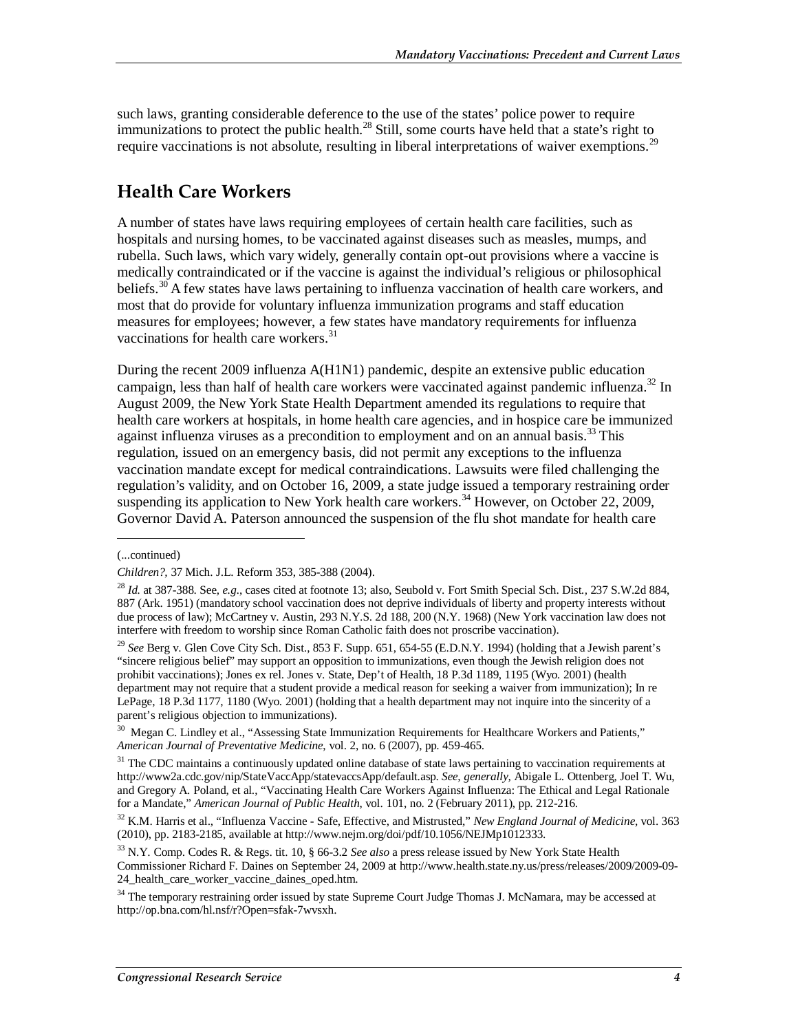such laws, granting considerable deference to the use of the states' police power to require immunizations to protect the public health.[28] Still, some courts have held that a state's right to require vaccinations is not absolute, resulting in liberal interpretations of waiver exemptions.[29]

## Health Care Workers

A number of states have laws requiring employees of certain health care facilities, such as hospitals and nursing homes, to be vaccinated against diseases such as measles, mumps, and rubella. Such laws, which vary widely, generally contain opt-out provisions where a vaccine is medically contraindicated or if the vaccine is against the individual's religious or philosophical beliefs.[30] A few states have laws pertaining to influenza vaccination of health care workers, and most that do provide for voluntary influenza immunization programs and staff education measures for employees; however, a few states have mandatory requirements for influenza vaccinations for health care workers.[31]

During the recent 2009 influenza A(H1N1) pandemic, despite an extensive public education campaign, less than half of health care workers were vaccinated against pandemic influenza.[32] In August 2009, the New York State Health Department amended its regulations to require that health care workers at hospitals, in home health care agencies, and in hospice care be immunized against influenza viruses as a precondition to employment and on an annual basis.[33] This regulation, issued on an emergency basis, did not permit any exceptions to the influenza vaccination mandate except for medical contraindications. Lawsuits were filed challenging the regulation's validity, and on October 16, 2009, a state judge issued a temporary restraining order suspending its application to New York health care workers.[34] However, on October 22, 2009, Governor David A. Paterson announced the suspension of the flu shot mandate for health care

---

(...continued)

*Children?*, 37 Mich. J.L. Reform 353, 385-388 (2004).

[28] *Id.* at 387-388. See, *e.g.*, cases cited at footnote 13; also, Seubold v. Fort Smith Special Sch. Dist., 237 S.W.2d 884, 887 (Ark. 1951) (mandatory school vaccination does not deprive individuals of liberty and property interests without due process of law); McCartney v. Austin, 293 N.Y.S. 2d 188, 200 (N.Y. 1968) (New York vaccination law does not interfere with freedom to worship since Roman Catholic faith does not proscribe vaccination).

[29] *See* Berg v. Glen Cove City Sch. Dist., 853 F. Supp. 651, 654-55 (E.D.N.Y. 1994) (holding that a Jewish parent's "sincere religious belief" may support an opposition to immunizations, even though the Jewish religion does not prohibit vaccinations); Jones ex rel. Jones v. State, Dep't of Health, 18 P.3d 1189, 1195 (Wyo. 2001) (health department may not require that a student provide a medical reason for seeking a waiver from immunization); In re LePage, 18 P.3d 1177, 1180 (Wyo. 2001) (holding that a health department may not inquire into the sincerity of a parent's religious objection to immunizations).

[30] Megan C. Lindley et al., "Assessing State Immunization Requirements for Healthcare Workers and Patients," *American Journal of Preventative Medicine*, vol. 2, no. 6 (2007), pp. 459-465.

[31] The CDC maintains a continuously updated online database of state laws pertaining to vaccination requirements at http://www2a.cdc.gov/nip/StateVaccApp/statevaccsApp/default.asp. *See, generally*, Abigale L. Ottenberg, Joel T. Wu, and Gregory A. Poland, et al., "Vaccinating Health Care Workers Against Influenza: The Ethical and Legal Rationale for a Mandate," *American Journal of Public Health*, vol. 101, no. 2 (February 2011), pp. 212-216.

[32] K.M. Harris et al., "Influenza Vaccine - Safe, Effective, and Mistrusted," *New England Journal of Medicine*, vol. 363 (2010), pp. 2183-2185, available at http://www.nejm.org/doi/pdf/10.1056/NEJMp1012333.

[33] N.Y. Comp. Codes R. & Regs. tit. 10, § 66-3.2 *See also* a press release issued by New York State Health Commissioner Richard F. Daines on September 24, 2009 at http://www.health.state.ny.us/press/releases/2009/2009-09-24_health_care_worker_vaccine_daines_oped.htm.

[34] The temporary restraining order issued by state Supreme Court Judge Thomas J. McNamara, may be accessed at http://op.bna.com/hl.nsf/r?Open=sfak-7wvsxh.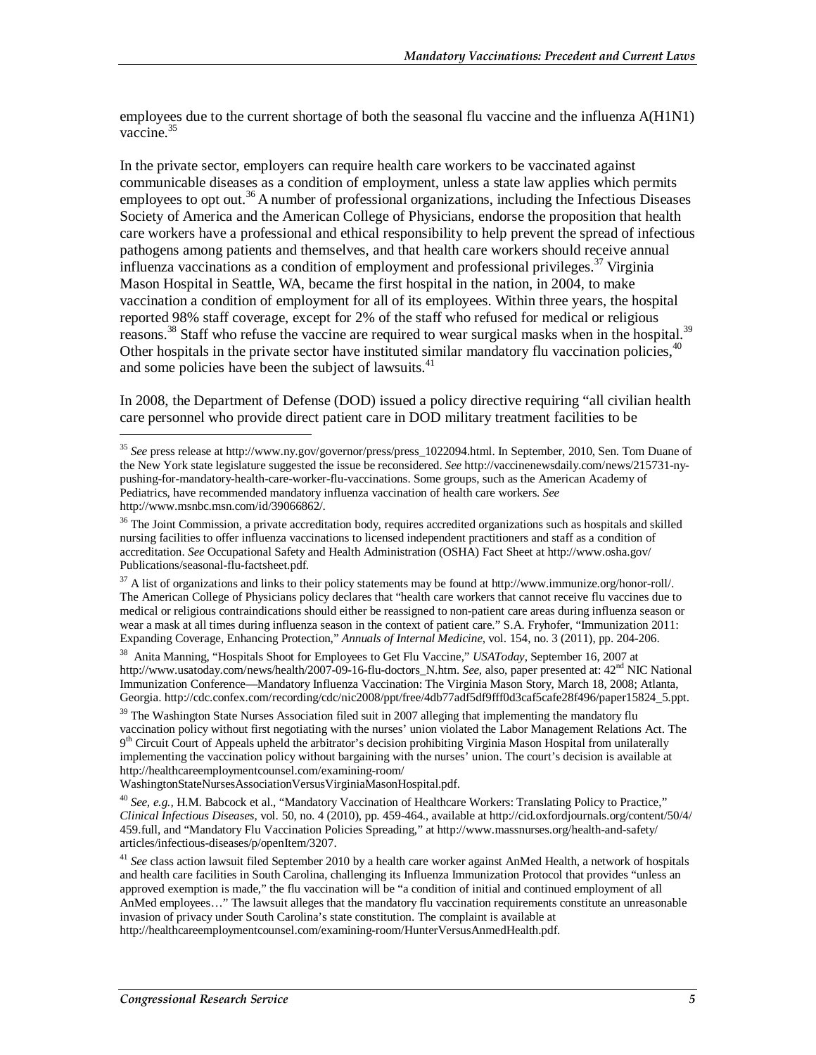employees due to the current shortage of both the seasonal flu vaccine and the influenza A(H1N1) vaccine.[35]

In the private sector, employers can require health care workers to be vaccinated against communicable diseases as a condition of employment, unless a state law applies which permits employees to opt out.[36] A number of professional organizations, including the Infectious Diseases Society of America and the American College of Physicians, endorse the proposition that health care workers have a professional and ethical responsibility to help prevent the spread of infectious pathogens among patients and themselves, and that health care workers should receive annual influenza vaccinations as a condition of employment and professional privileges.[37] Virginia Mason Hospital in Seattle, WA, became the first hospital in the nation, in 2004, to make vaccination a condition of employment for all of its employees. Within three years, the hospital reported 98% staff coverage, except for 2% of the staff who refused for medical or religious reasons.[38] Staff who refuse the vaccine are required to wear surgical masks when in the hospital.[39] Other hospitals in the private sector have instituted similar mandatory flu vaccination policies,[40] and some policies have been the subject of lawsuits.[41]

In 2008, the Department of Defense (DOD) issued a policy directive requiring "all civilian health care personnel who provide direct patient care in DOD military treatment facilities to be

---

[35] *See* press release at http://www.ny.gov/governor/press/press_1022094.html. In September, 2010, Sen. Tom Duane of the New York state legislature suggested the issue be reconsidered. *See* http://vaccinenewsdaily.com/news/215731-ny-pushing-for-mandatory-health-care-worker-flu-vaccinations. Some groups, such as the American Academy of Pediatrics, have recommended mandatory influenza vaccination of health care workers. *See* http://www.msnbc.msn.com/id/39066862/.

[36] The Joint Commission, a private accreditation body, requires accredited organizations such as hospitals and skilled nursing facilities to offer influenza vaccinations to licensed independent practitioners and staff as a condition of accreditation. *See* Occupational Safety and Health Administration (OSHA) Fact Sheet at http://www.osha.gov/Publications/seasonal-flu-factsheet.pdf.

[37] A list of organizations and links to their policy statements may be found at http://www.immunize.org/honor-roll/. The American College of Physicians policy declares that "health care workers that cannot receive flu vaccines due to medical or religious contraindications should either be reassigned to non-patient care areas during influenza season or wear a mask at all times during influenza season in the context of patient care." S.A. Fryhofer, "Immunization 2011: Expanding Coverage, Enhancing Protection," *Annuals of Internal Medicine*, vol. 154, no. 3 (2011), pp. 204-206.

[38] Anita Manning, "Hospitals Shoot for Employees to Get Flu Vaccine," *USAToday*, September 16, 2007 at http://www.usatoday.com/news/health/2007-09-16-flu-doctors_N.htm. *See,* also, paper presented at: 42nd NIC National Immunization Conference—Mandatory Influenza Vaccination: The Virginia Mason Story, March 18, 2008; Atlanta, Georgia. http://cdc.confex.com/recording/cdc/nic2008/ppt/free/4db77adf5df9fff0d3caf5cafe28f496/paper15824_5.ppt.

[39] The Washington State Nurses Association filed suit in 2007 alleging that implementing the mandatory flu vaccination policy without first negotiating with the nurses' union violated the Labor Management Relations Act. The 9th Circuit Court of Appeals upheld the arbitrator's decision prohibiting Virginia Mason Hospital from unilaterally implementing the vaccination policy without bargaining with the nurses' union. The court's decision is available at http://healthcareemploymentcounsel.com/examining-room/WashingtonStateNursesAssociationVersusVirginiaMasonHospital.pdf.

[40] *See, e.g.,* H.M. Babcock et al., "Mandatory Vaccination of Healthcare Workers: Translating Policy to Practice," *Clinical Infectious Diseases*, vol. 50, no. 4 (2010), pp. 459-464., available at http://cid.oxfordjournals.org/content/50/4/459.full, and "Mandatory Flu Vaccination Policies Spreading," at http://www.massnurses.org/health-and-safety/articles/infectious-diseases/p/openItem/3207.

[41] *See* class action lawsuit filed September 2010 by a health care worker against AnMed Health, a network of hospitals and health care facilities in South Carolina, challenging its Influenza Immunization Protocol that provides "unless an approved exemption is made," the flu vaccination will be "a condition of initial and continued employment of all AnMed employees…" The lawsuit alleges that the mandatory flu vaccination requirements constitute an unreasonable invasion of privacy under South Carolina's state constitution. The complaint is available at http://healthcareemploymentcounsel.com/examining-room/HunterVersusAnmedHealth.pdf.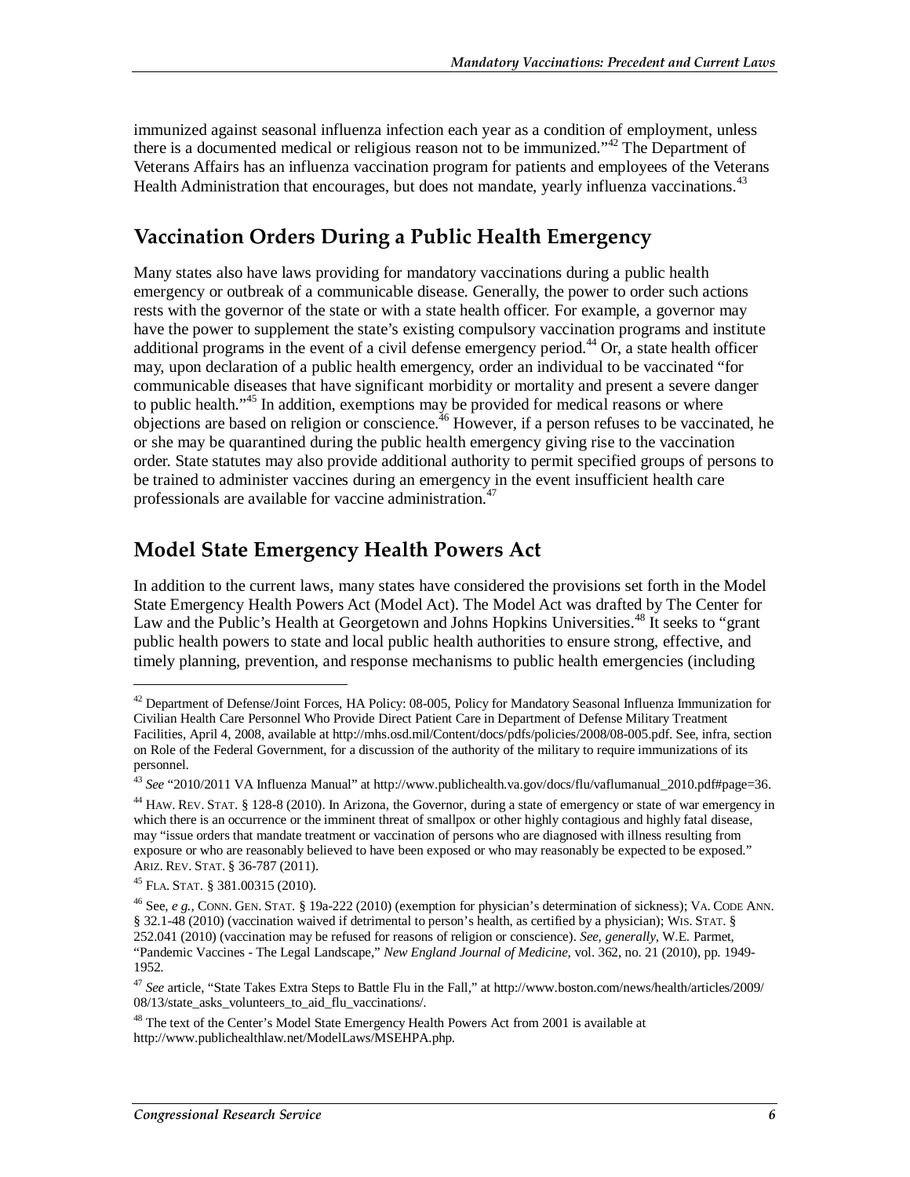immunized against seasonal influenza infection each year as a condition of employment, unless there is a documented medical or religious reason not to be immunized."[42] The Department of Veterans Affairs has an influenza vaccination program for patients and employees of the Veterans Health Administration that encourages, but does not mandate, yearly influenza vaccinations.[43]

## Vaccination Orders During a Public Health Emergency

Many states also have laws providing for mandatory vaccinations during a public health emergency or outbreak of a communicable disease. Generally, the power to order such actions rests with the governor of the state or with a state health officer. For example, a governor may have the power to supplement the state's existing compulsory vaccination programs and institute additional programs in the event of a civil defense emergency period.[44] Or, a state health officer may, upon declaration of a public health emergency, order an individual to be vaccinated "for communicable diseases that have significant morbidity or mortality and present a severe danger to public health."[45] In addition, exemptions may be provided for medical reasons or where objections are based on religion or conscience.[46] However, if a person refuses to be vaccinated, he or she may be quarantined during the public health emergency giving rise to the vaccination order. State statutes may also provide additional authority to permit specified groups of persons to be trained to administer vaccines during an emergency in the event insufficient health care professionals are available for vaccine administration.[47]

## Model State Emergency Health Powers Act

In addition to the current laws, many states have considered the provisions set forth in the Model State Emergency Health Powers Act (Model Act). The Model Act was drafted by The Center for Law and the Public's Health at Georgetown and Johns Hopkins Universities.[48] It seeks to "grant public health powers to state and local public health authorities to ensure strong, effective, and timely planning, prevention, and response mechanisms to public health emergencies (including

---

[42] Department of Defense/Joint Forces, HA Policy: 08-005, Policy for Mandatory Seasonal Influenza Immunization for Civilian Health Care Personnel Who Provide Direct Patient Care in Department of Defense Military Treatment Facilities, April 4, 2008, available at http://mhs.osd.mil/Content/docs/pdfs/policies/2008/08-005.pdf. See, infra, section on Role of the Federal Government, for a discussion of the authority of the military to require immunizations of its personnel.

[43] *See* "2010/2011 VA Influenza Manual" at http://www.publichealth.va.gov/docs/flu/vaflumanual_2010.pdf#page=36.

[44] HAW. REV. STAT. § 128-8 (2010). In Arizona, the Governor, during a state of emergency or state of war emergency in which there is an occurrence or the imminent threat of smallpox or other highly contagious and highly fatal disease, may "issue orders that mandate treatment or vaccination of persons who are diagnosed with illness resulting from exposure or who are reasonably believed to have been exposed or who may reasonably be expected to be exposed." ARIZ. REV. STAT. § 36-787 (2011).

[45] FLA. STAT. § 381.00315 (2010).

[46] See, *e g.*, CONN. GEN. STAT. § 19a-222 (2010) (exemption for physician's determination of sickness); VA. CODE ANN. § 32.1-48 (2010) (vaccination waived if detrimental to person's health, as certified by a physician); WIS. STAT. § 252.041 (2010) (vaccination may be refused for reasons of religion or conscience). *See, generally*, W.E. Parmet, "Pandemic Vaccines - The Legal Landscape," *New England Journal of Medicine*, vol. 362, no. 21 (2010), pp. 1949-1952.

[47] *See* article, "State Takes Extra Steps to Battle Flu in the Fall," at http://www.boston.com/news/health/articles/2009/08/13/state_asks_volunteers_to_aid_flu_vaccinations/.

[48] The text of the Center's Model State Emergency Health Powers Act from 2001 is available at http://www.publichealthlaw.net/ModelLaws/MSEHPA.php.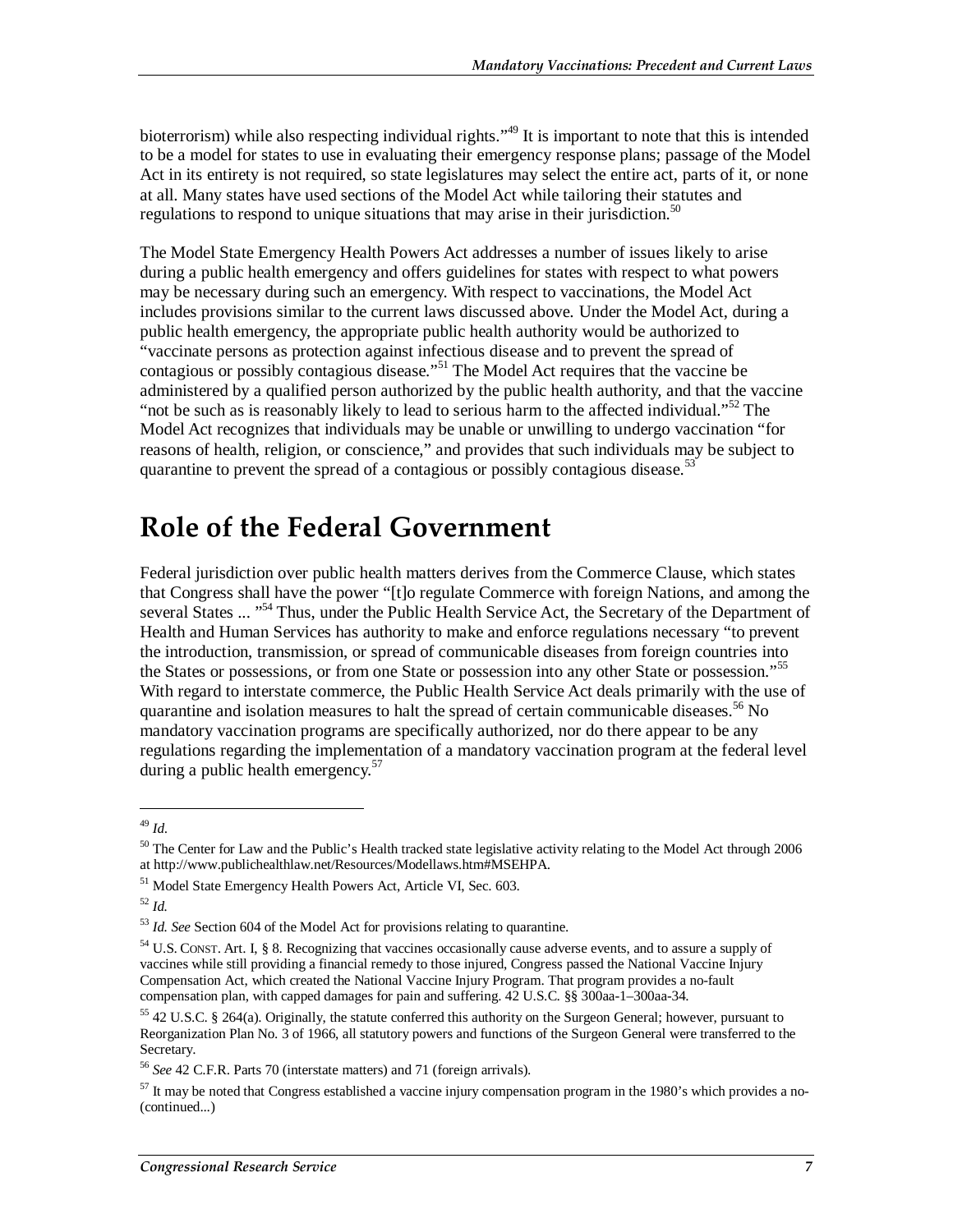bioterrorism) while also respecting individual rights."[49] It is important to note that this is intended to be a model for states to use in evaluating their emergency response plans; passage of the Model Act in its entirety is not required, so state legislatures may select the entire act, parts of it, or none at all. Many states have used sections of the Model Act while tailoring their statutes and regulations to respond to unique situations that may arise in their jurisdiction.[50]

The Model State Emergency Health Powers Act addresses a number of issues likely to arise during a public health emergency and offers guidelines for states with respect to what powers may be necessary during such an emergency. With respect to vaccinations, the Model Act includes provisions similar to the current laws discussed above. Under the Model Act, during a public health emergency, the appropriate public health authority would be authorized to "vaccinate persons as protection against infectious disease and to prevent the spread of contagious or possibly contagious disease."[51] The Model Act requires that the vaccine be administered by a qualified person authorized by the public health authority, and that the vaccine "not be such as is reasonably likely to lead to serious harm to the affected individual."[52] The Model Act recognizes that individuals may be unable or unwilling to undergo vaccination "for reasons of health, religion, or conscience," and provides that such individuals may be subject to quarantine to prevent the spread of a contagious or possibly contagious disease.[53]

# Role of the Federal Government

Federal jurisdiction over public health matters derives from the Commerce Clause, which states that Congress shall have the power "[t]o regulate Commerce with foreign Nations, and among the several States ... "[54] Thus, under the Public Health Service Act, the Secretary of the Department of Health and Human Services has authority to make and enforce regulations necessary "to prevent the introduction, transmission, or spread of communicable diseases from foreign countries into the States or possessions, or from one State or possession into any other State or possession."[55] With regard to interstate commerce, the Public Health Service Act deals primarily with the use of quarantine and isolation measures to halt the spread of certain communicable diseases.[56] No mandatory vaccination programs are specifically authorized, nor do there appear to be any regulations regarding the implementation of a mandatory vaccination program at the federal level during a public health emergency.[57]

---

[49] *Id.*

[50] The Center for Law and the Public's Health tracked state legislative activity relating to the Model Act through 2006 at http://www.publichealthlaw.net/Resources/Modellaws.htm#MSEHPA.

[51] Model State Emergency Health Powers Act, Article VI, Sec. 603.

[52] *Id.*

[53] *Id. See* Section 604 of the Model Act for provisions relating to quarantine.

[54] U.S. CONST. Art. I, § 8. Recognizing that vaccines occasionally cause adverse events, and to assure a supply of vaccines while still providing a financial remedy to those injured, Congress passed the National Vaccine Injury Compensation Act, which created the National Vaccine Injury Program. That program provides a no-fault compensation plan, with capped damages for pain and suffering. 42 U.S.C. §§ 300aa-1–300aa-34.

[55] 42 U.S.C. § 264(a). Originally, the statute conferred this authority on the Surgeon General; however, pursuant to Reorganization Plan No. 3 of 1966, all statutory powers and functions of the Surgeon General were transferred to the Secretary.

[56] *See* 42 C.F.R. Parts 70 (interstate matters) and 71 (foreign arrivals).

[57] It may be noted that Congress established a vaccine injury compensation program in the 1980's which provides a no-(continued...)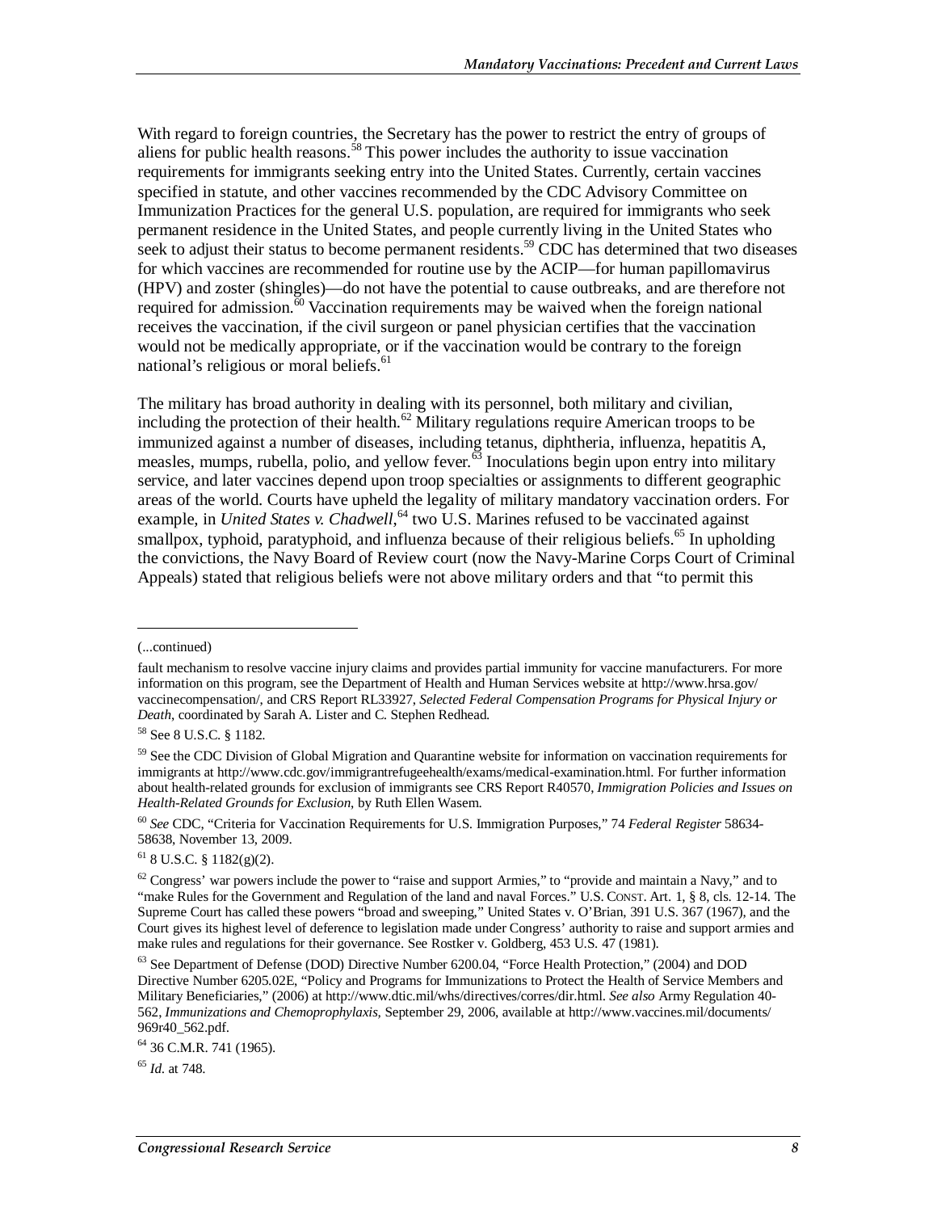With regard to foreign countries, the Secretary has the power to restrict the entry of groups of aliens for public health reasons.[58] This power includes the authority to issue vaccination requirements for immigrants seeking entry into the United States. Currently, certain vaccines specified in statute, and other vaccines recommended by the CDC Advisory Committee on Immunization Practices for the general U.S. population, are required for immigrants who seek permanent residence in the United States, and people currently living in the United States who seek to adjust their status to become permanent residents.[59] CDC has determined that two diseases for which vaccines are recommended for routine use by the ACIP—for human papillomavirus (HPV) and zoster (shingles)—do not have the potential to cause outbreaks, and are therefore not required for admission.[60] Vaccination requirements may be waived when the foreign national receives the vaccination, if the civil surgeon or panel physician certifies that the vaccination would not be medically appropriate, or if the vaccination would be contrary to the foreign national's religious or moral beliefs.[61]

The military has broad authority in dealing with its personnel, both military and civilian, including the protection of their health.[62] Military regulations require American troops to be immunized against a number of diseases, including tetanus, diphtheria, influenza, hepatitis A, measles, mumps, rubella, polio, and yellow fever.[63] Inoculations begin upon entry into military service, and later vaccines depend upon troop specialties or assignments to different geographic areas of the world. Courts have upheld the legality of military mandatory vaccination orders. For example, in *United States v. Chadwell*,[64] two U.S. Marines refused to be vaccinated against smallpox, typhoid, paratyphoid, and influenza because of their religious beliefs.[65] In upholding the convictions, the Navy Board of Review court (now the Navy-Marine Corps Court of Criminal Appeals) stated that religious beliefs were not above military orders and that "to permit this

---

(...continued)

fault mechanism to resolve vaccine injury claims and provides partial immunity for vaccine manufacturers. For more information on this program, see the Department of Health and Human Services website at http://www.hrsa.gov/vaccinecompensation/, and CRS Report RL33927, *Selected Federal Compensation Programs for Physical Injury or Death*, coordinated by Sarah A. Lister and C. Stephen Redhead.

[58] See 8 U.S.C. § 1182.

[59] See the CDC Division of Global Migration and Quarantine website for information on vaccination requirements for immigrants at http://www.cdc.gov/immigrantrefugeehealth/exams/medical-examination.html. For further information about health-related grounds for exclusion of immigrants see CRS Report R40570, *Immigration Policies and Issues on Health-Related Grounds for Exclusion*, by Ruth Ellen Wasem.

[60] *See* CDC, "Criteria for Vaccination Requirements for U.S. Immigration Purposes," 74 *Federal Register* 58634-58638, November 13, 2009.

[61] 8 U.S.C. § 1182(g)(2).

[62] Congress' war powers include the power to "raise and support Armies," to "provide and maintain a Navy," and to "make Rules for the Government and Regulation of the land and naval Forces." U.S. CONST. Art. 1, § 8, cls. 12-14. The Supreme Court has called these powers "broad and sweeping," United States v. O'Brian, 391 U.S. 367 (1967), and the Court gives its highest level of deference to legislation made under Congress' authority to raise and support armies and make rules and regulations for their governance. See Rostker v. Goldberg, 453 U.S. 47 (1981).

[63] See Department of Defense (DOD) Directive Number 6200.04, "Force Health Protection," (2004) and DOD Directive Number 6205.02E, "Policy and Programs for Immunizations to Protect the Health of Service Members and Military Beneficiaries," (2006) at http://www.dtic.mil/whs/directives/corres/dir.html. *See also* Army Regulation 40-562, *Immunizations and Chemoprophylaxis*, September 29, 2006, available at http://www.vaccines.mil/documents/969r40_562.pdf.

[64] 36 C.M.R. 741 (1965).

[65] *Id.* at 748.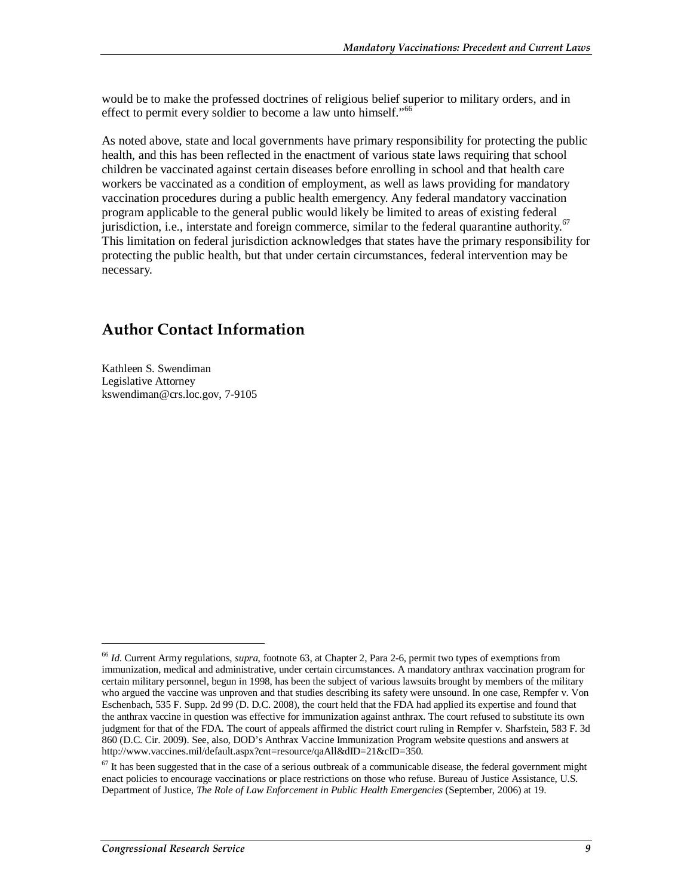would be to make the professed doctrines of religious belief superior to military orders, and in effect to permit every soldier to become a law unto himself."[66]

As noted above, state and local governments have primary responsibility for protecting the public health, and this has been reflected in the enactment of various state laws requiring that school children be vaccinated against certain diseases before enrolling in school and that health care workers be vaccinated as a condition of employment, as well as laws providing for mandatory vaccination procedures during a public health emergency. Any federal mandatory vaccination program applicable to the general public would likely be limited to areas of existing federal jurisdiction, i.e., interstate and foreign commerce, similar to the federal quarantine authority.[67] This limitation on federal jurisdiction acknowledges that states have the primary responsibility for protecting the public health, but that under certain circumstances, federal intervention may be necessary.

## Author Contact Information

Kathleen S. Swendiman
Legislative Attorney
kswendiman@crs.loc.gov, 7-9105

---

[66] *Id.* Current Army regulations, *supra*, footnote 63, at Chapter 2, Para 2-6, permit two types of exemptions from immunization, medical and administrative, under certain circumstances. A mandatory anthrax vaccination program for certain military personnel, begun in 1998, has been the subject of various lawsuits brought by members of the military who argued the vaccine was unproven and that studies describing its safety were unsound. In one case, Rempfer v. Von Eschenbach, 535 F. Supp. 2d 99 (D. D.C. 2008), the court held that the FDA had applied its expertise and found that the anthrax vaccine in question was effective for immunization against anthrax. The court refused to substitute its own judgment for that of the FDA. The court of appeals affirmed the district court ruling in Rempfer v. Sharfstein, 583 F. 3d 860 (D.C. Cir. 2009). See, also, DOD's Anthrax Vaccine Immunization Program website questions and answers at http://www.vaccines.mil/default.aspx?cnt=resource/qaAll&dID=21&cID=350.

[67] It has been suggested that in the case of a serious outbreak of a communicable disease, the federal government might enact policies to encourage vaccinations or place restrictions on those who refuse. Bureau of Justice Assistance, U.S. Department of Justice, *The Role of Law Enforcement in Public Health Emergencies* (September, 2006) at 19.